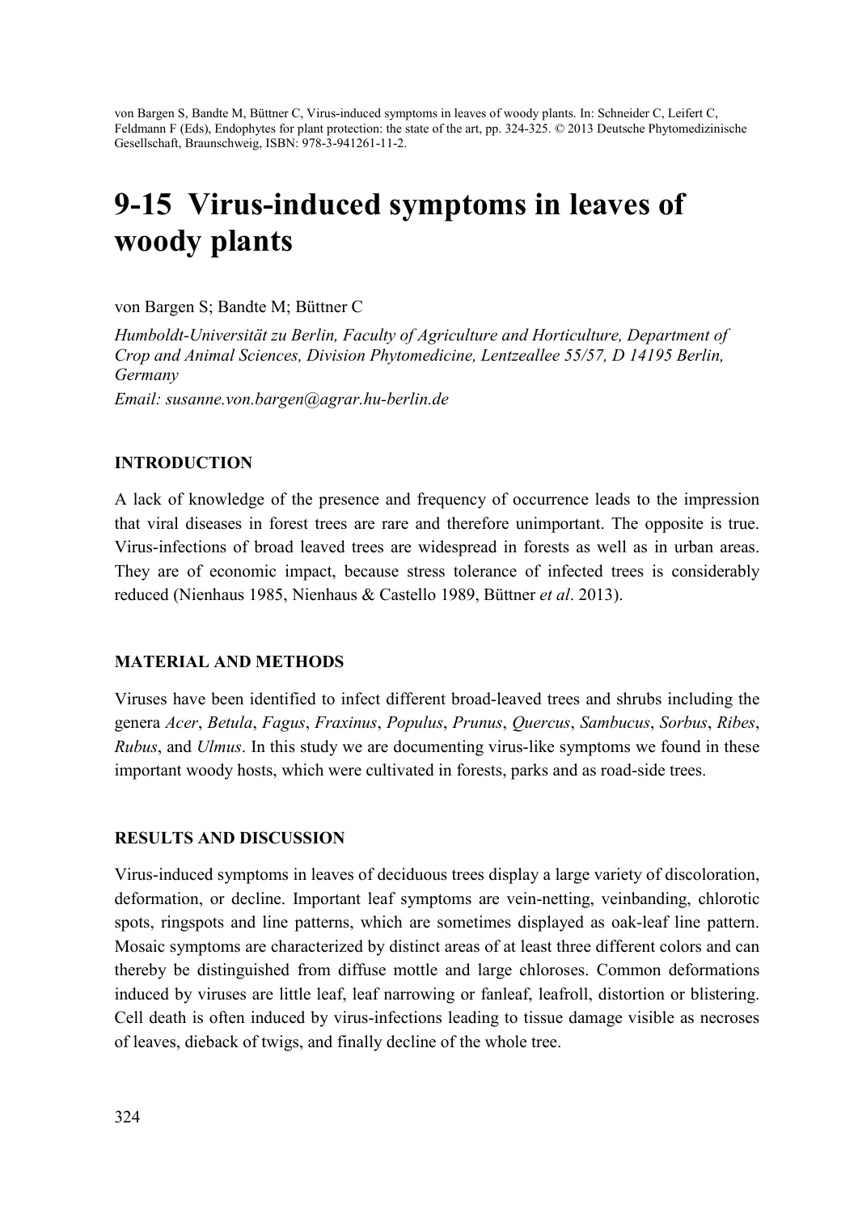von Bargen S, Bandte M, Büttner C, Virus-induced symptoms in leaves of woody plants. In: Schneider C, Leifert C, Feldmann F (Eds), Endophytes for plant protection: the state of the art, pp. 324-325. © 2013 Deutsche Phytomedizinische Gesellschaft, Braunschweig, ISBN: 978-3-941261-11-2.

# 9-15 Virus-induced symptoms in leaves of woody plants

von Bargen S; Bandte M; Büttner C

*Humboldt-Universität zu Berlin, Faculty of Agriculture and Horticulture, Department of Crop and Animal Sciences, Division Phytomedicine, Lentzeallee 55/57, D 14195 Berlin, Germany*

*Email: susanne.von.bargen@agrar.hu-berlin.de*

## INTRODUCTION

A lack of knowledge of the presence and frequency of occurrence leads to the impression that viral diseases in forest trees are rare and therefore unimportant. The opposite is true. Virus-infections of broad leaved trees are widespread in forests as well as in urban areas. They are of economic impact, because stress tolerance of infected trees is considerably reduced (Nienhaus 1985, Nienhaus & Castello 1989, Büttner *et al*. 2013).

## MATERIAL AND METHODS

Viruses have been identified to infect different broad-leaved trees and shrubs including the genera *Acer*, *Betula*, *Fagus*, *Fraxinus*, *Populus*, *Prunus*, *Quercus*, *Sambucus*, *Sorbus*, *Ribes*, *Rubus*, and *Ulmus*. In this study we are documenting virus-like symptoms we found in these important woody hosts, which were cultivated in forests, parks and as road-side trees.

## RESULTS AND DISCUSSION

Virus-induced symptoms in leaves of deciduous trees display a large variety of discoloration, deformation, or decline. Important leaf symptoms are vein-netting, veinbanding, chlorotic spots, ringspots and line patterns, which are sometimes displayed as oak-leaf line pattern. Mosaic symptoms are characterized by distinct areas of at least three different colors and can thereby be distinguished from diffuse mottle and large chloroses. Common deformations induced by viruses are little leaf, leaf narrowing or fanleaf, leafroll, distortion or blistering. Cell death is often induced by virus-infections leading to tissue damage visible as necroses of leaves, dieback of twigs, and finally decline of the whole tree.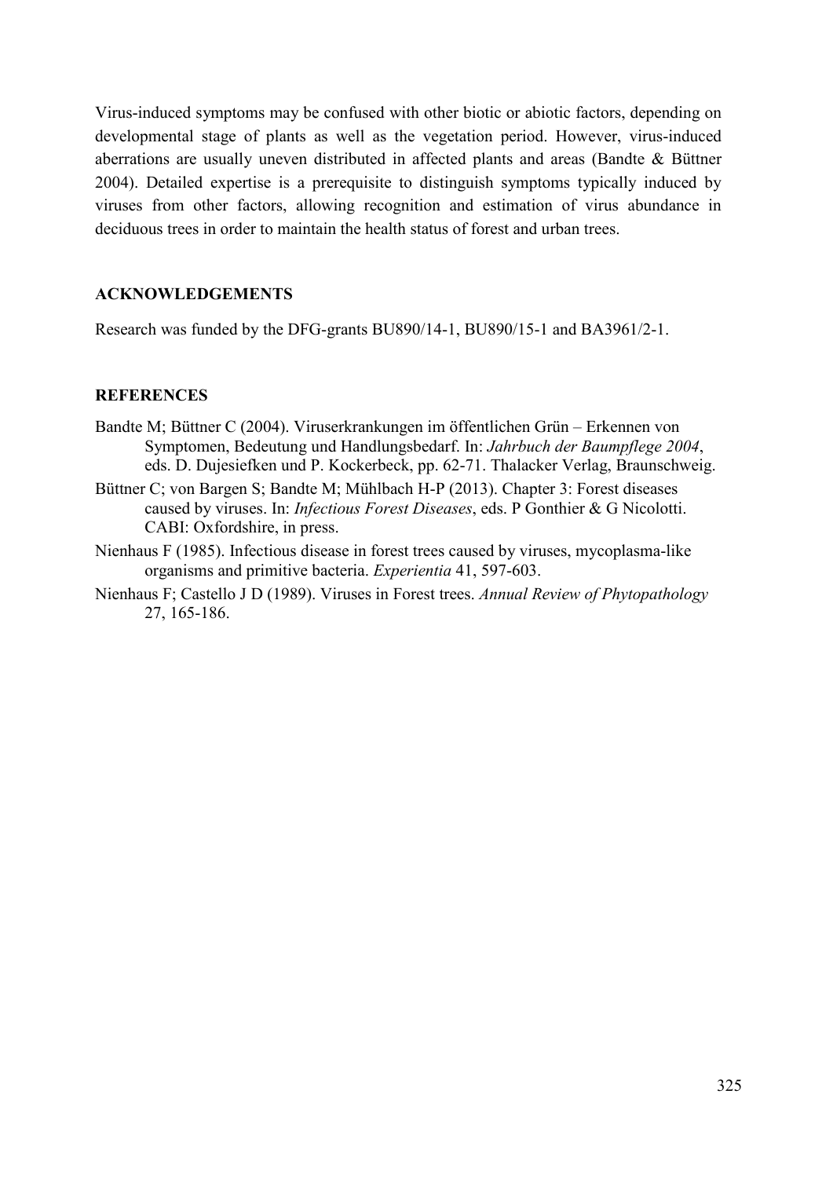Virus-induced symptoms may be confused with other biotic or abiotic factors, depending on developmental stage of plants as well as the vegetation period. However, virus-induced aberrations are usually uneven distributed in affected plants and areas (Bandte & Büttner 2004). Detailed expertise is a prerequisite to distinguish symptoms typically induced by viruses from other factors, allowing recognition and estimation of virus abundance in deciduous trees in order to maintain the health status of forest and urban trees.

## ACKNOWLEDGEMENTS

Research was funded by the DFG-grants BU890/14-1, BU890/15-1 and BA3961/2-1.

## REFERENCES

Bandte M; Büttner C (2004). Viruserkrankungen im öffentlichen Grün – Erkennen von Symptomen, Bedeutung und Handlungsbedarf. In: *Jahrbuch der Baumpflege 2004*, eds. D. Dujesiefken und P. Kockerbeck, pp. 62-71. Thalacker Verlag, Braunschweig.

Büttner C; von Bargen S; Bandte M; Mühlbach H-P (2013). Chapter 3: Forest diseases caused by viruses. In: *Infectious Forest Diseases*, eds. P Gonthier & G Nicolotti. CABI: Oxfordshire, in press.

Nienhaus F (1985). Infectious disease in forest trees caused by viruses, mycoplasma-like organisms and primitive bacteria. *Experientia* 41, 597-603.

Nienhaus F; Castello J D (1989). Viruses in Forest trees. *Annual Review of Phytopathology* 27, 165-186.